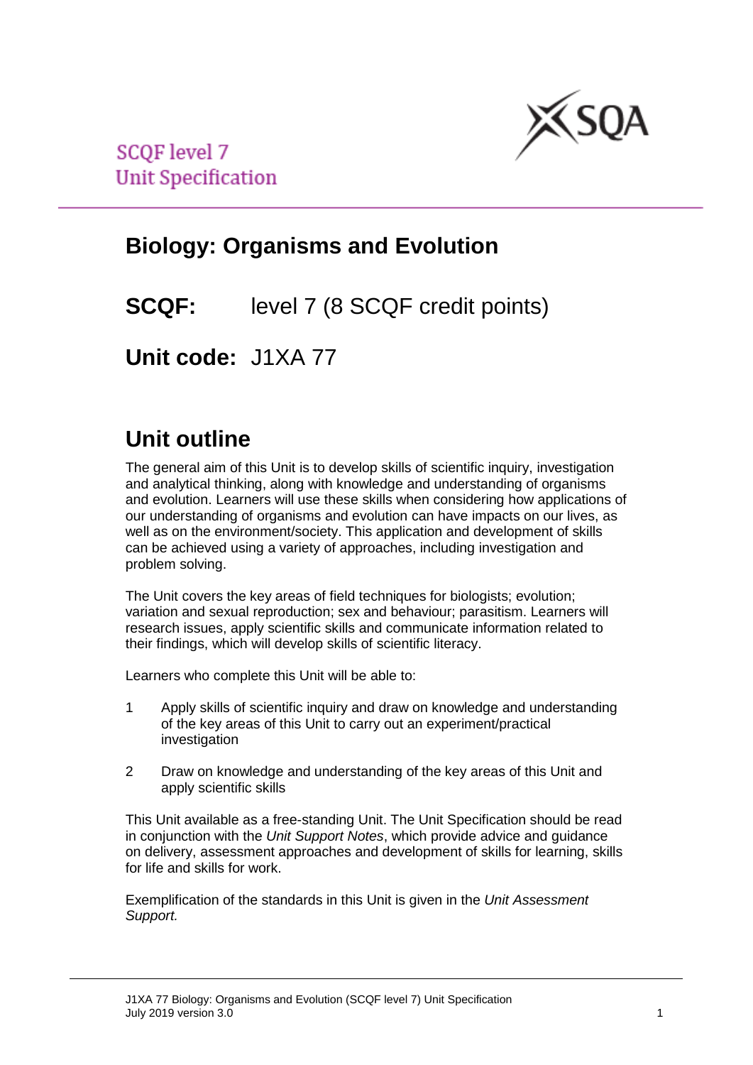SCQF level 7
Unit Specification

# Biology: Organisms and Evolution

**SCQF:** level 7 (8 SCQF credit points)

**Unit code:** J1XA 77

## Unit outline

The general aim of this Unit is to develop skills of scientific inquiry, investigation and analytical thinking, along with knowledge and understanding of organisms and evolution. Learners will use these skills when considering how applications of our understanding of organisms and evolution can have impacts on our lives, as well as on the environment/society. This application and development of skills can be achieved using a variety of approaches, including investigation and problem solving.

The Unit covers the key areas of field techniques for biologists; evolution; variation and sexual reproduction; sex and behaviour; parasitism. Learners will research issues, apply scientific skills and communicate information related to their findings, which will develop skills of scientific literacy.

Learners who complete this Unit will be able to:

1. Apply skills of scientific inquiry and draw on knowledge and understanding of the key areas of this Unit to carry out an experiment/practical investigation
2. Draw on knowledge and understanding of the key areas of this Unit and apply scientific skills

This Unit available as a free-standing Unit. The Unit Specification should be read in conjunction with the *Unit Support Notes*, which provide advice and guidance on delivery, assessment approaches and development of skills for learning, skills for life and skills for work.

Exemplification of the standards in this Unit is given in the *Unit Assessment Support.*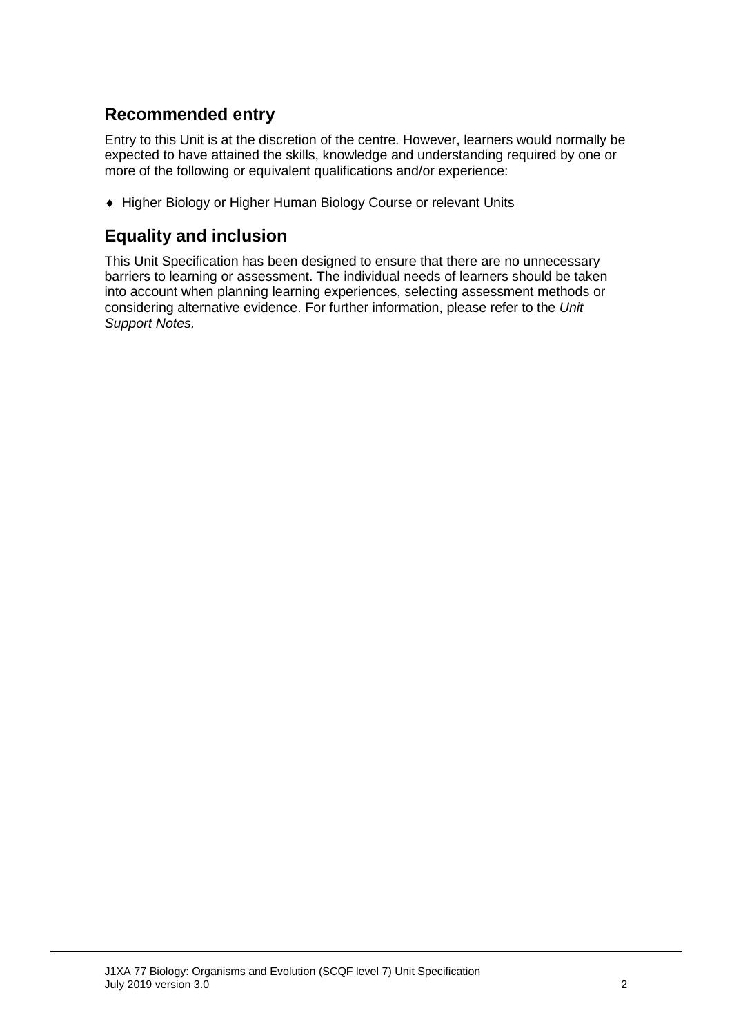## Recommended entry

Entry to this Unit is at the discretion of the centre. However, learners would normally be expected to have attained the skills, knowledge and understanding required by one or more of the following or equivalent qualifications and/or experience:

- Higher Biology or Higher Human Biology Course or relevant Units

## Equality and inclusion

This Unit Specification has been designed to ensure that there are no unnecessary barriers to learning or assessment. The individual needs of learners should be taken into account when planning learning experiences, selecting assessment methods or considering alternative evidence. For further information, please refer to the *Unit Support Notes.*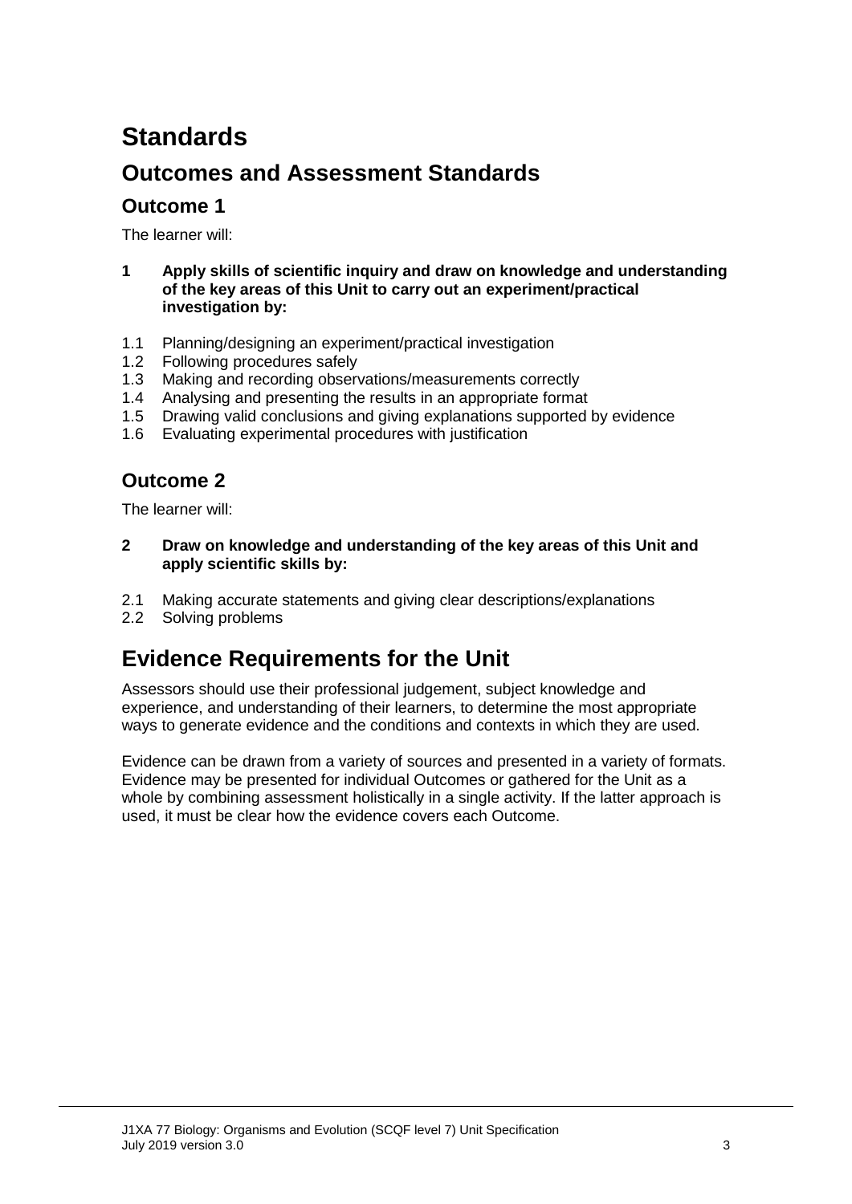# Standards

## Outcomes and Assessment Standards

### Outcome 1

The learner will:

**1 Apply skills of scientific inquiry and draw on knowledge and understanding of the key areas of this Unit to carry out an experiment/practical investigation by:**

1.1 Planning/designing an experiment/practical investigation
1.2 Following procedures safely
1.3 Making and recording observations/measurements correctly
1.4 Analysing and presenting the results in an appropriate format
1.5 Drawing valid conclusions and giving explanations supported by evidence
1.6 Evaluating experimental procedures with justification

### Outcome 2

The learner will:

**2 Draw on knowledge and understanding of the key areas of this Unit and apply scientific skills by:**

2.1 Making accurate statements and giving clear descriptions/explanations
2.2 Solving problems

## Evidence Requirements for the Unit

Assessors should use their professional judgement, subject knowledge and experience, and understanding of their learners, to determine the most appropriate ways to generate evidence and the conditions and contexts in which they are used.

Evidence can be drawn from a variety of sources and presented in a variety of formats. Evidence may be presented for individual Outcomes or gathered for the Unit as a whole by combining assessment holistically in a single activity. If the latter approach is used, it must be clear how the evidence covers each Outcome.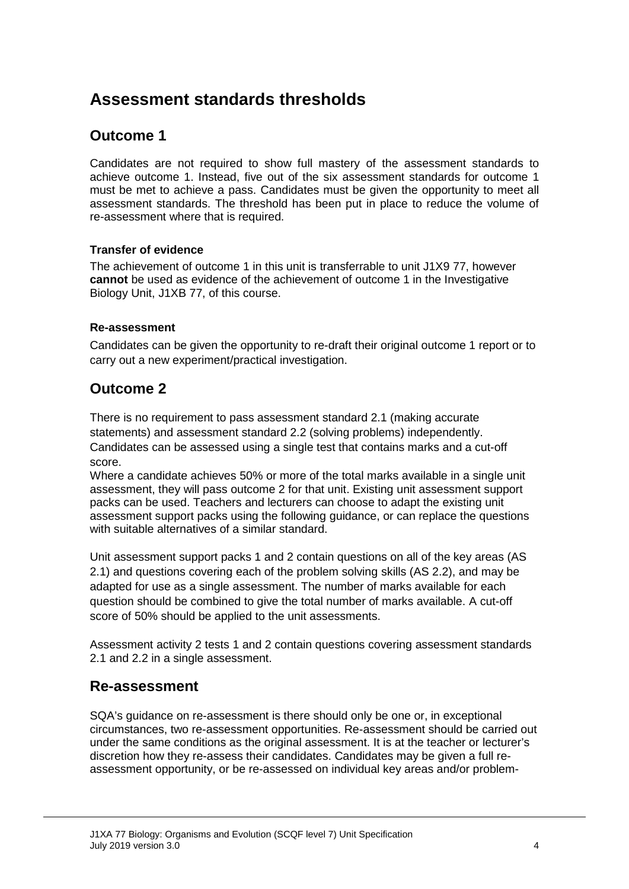## Assessment standards thresholds

### Outcome 1

Candidates are not required to show full mastery of the assessment standards to achieve outcome 1. Instead, five out of the six assessment standards for outcome 1 must be met to achieve a pass. Candidates must be given the opportunity to meet all assessment standards. The threshold has been put in place to reduce the volume of re-assessment where that is required.

#### Transfer of evidence

The achievement of outcome 1 in this unit is transferrable to unit J1X9 77, however **cannot** be used as evidence of the achievement of outcome 1 in the Investigative Biology Unit, J1XB 77, of this course.

#### Re-assessment

Candidates can be given the opportunity to re-draft their original outcome 1 report or to carry out a new experiment/practical investigation.

### Outcome 2

There is no requirement to pass assessment standard 2.1 (making accurate statements) and assessment standard 2.2 (solving problems) independently. Candidates can be assessed using a single test that contains marks and a cut-off score.

Where a candidate achieves 50% or more of the total marks available in a single unit assessment, they will pass outcome 2 for that unit. Existing unit assessment support packs can be used. Teachers and lecturers can choose to adapt the existing unit assessment support packs using the following guidance, or can replace the questions with suitable alternatives of a similar standard.

Unit assessment support packs 1 and 2 contain questions on all of the key areas (AS 2.1) and questions covering each of the problem solving skills (AS 2.2), and may be adapted for use as a single assessment. The number of marks available for each question should be combined to give the total number of marks available. A cut-off score of 50% should be applied to the unit assessments.

Assessment activity 2 tests 1 and 2 contain questions covering assessment standards 2.1 and 2.2 in a single assessment.

### Re-assessment

SQA's guidance on re-assessment is there should only be one or, in exceptional circumstances, two re-assessment opportunities. Re-assessment should be carried out under the same conditions as the original assessment. It is at the teacher or lecturer's discretion how they re-assess their candidates. Candidates may be given a full re-assessment opportunity, or be re-assessed on individual key areas and/or problem-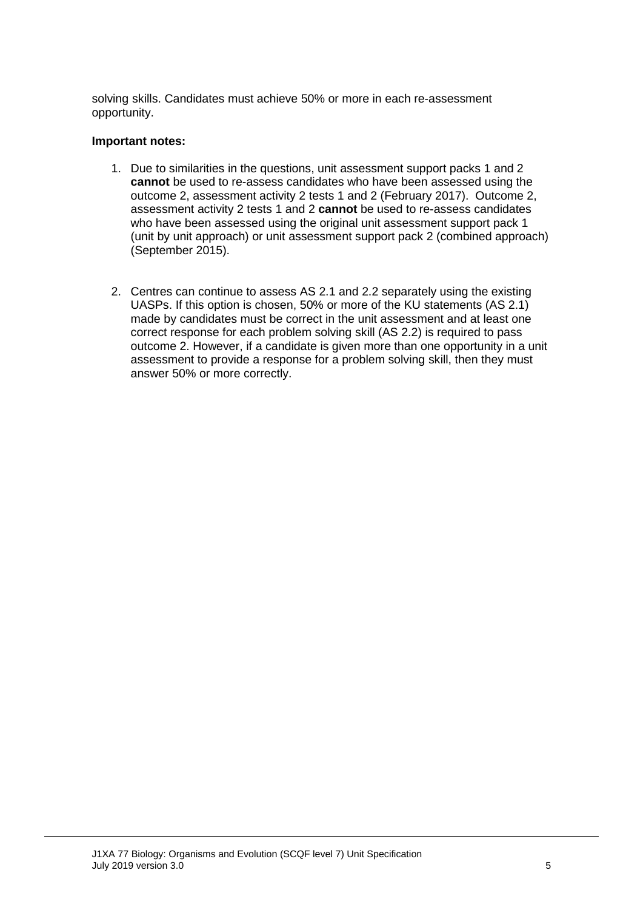solving skills. Candidates must achieve 50% or more in each re-assessment opportunity.

**Important notes:**

1. Due to similarities in the questions, unit assessment support packs 1 and 2 **cannot** be used to re-assess candidates who have been assessed using the outcome 2, assessment activity 2 tests 1 and 2 (February 2017). Outcome 2, assessment activity 2 tests 1 and 2 **cannot** be used to re-assess candidates who have been assessed using the original unit assessment support pack 1 (unit by unit approach) or unit assessment support pack 2 (combined approach) (September 2015).

2. Centres can continue to assess AS 2.1 and 2.2 separately using the existing UASPs. If this option is chosen, 50% or more of the KU statements (AS 2.1) made by candidates must be correct in the unit assessment and at least one correct response for each problem solving skill (AS 2.2) is required to pass outcome 2. However, if a candidate is given more than one opportunity in a unit assessment to provide a response for a problem solving skill, then they must answer 50% or more correctly.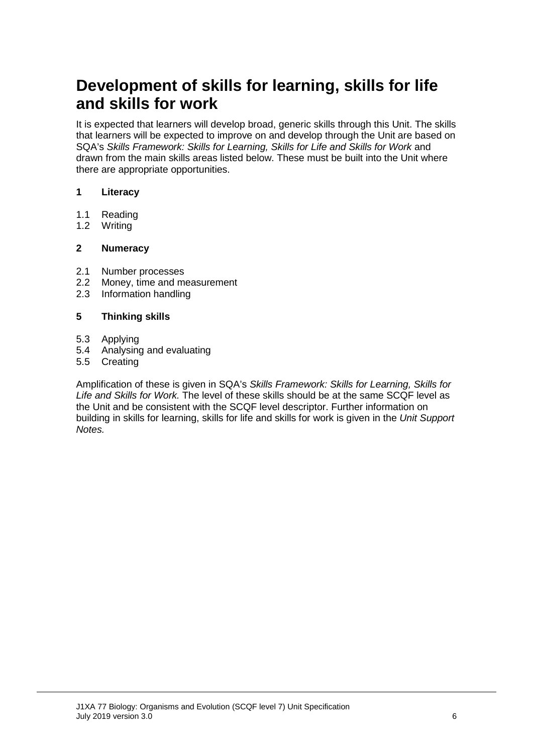# Development of skills for learning, skills for life and skills for work

It is expected that learners will develop broad, generic skills through this Unit. The skills that learners will be expected to improve on and develop through the Unit are based on SQA's *Skills Framework: Skills for Learning, Skills for Life and Skills for Work* and drawn from the main skills areas listed below. These must be built into the Unit where there are appropriate opportunities.

**1 Literacy**

1.1 Reading
1.2 Writing

**2 Numeracy**

2.1 Number processes
2.2 Money, time and measurement
2.3 Information handling

**5 Thinking skills**

5.3 Applying
5.4 Analysing and evaluating
5.5 Creating

Amplification of these is given in SQA's *Skills Framework: Skills for Learning, Skills for Life and Skills for Work.* The level of these skills should be at the same SCQF level as the Unit and be consistent with the SCQF level descriptor. Further information on building in skills for learning, skills for life and skills for work is given in the *Unit Support Notes.*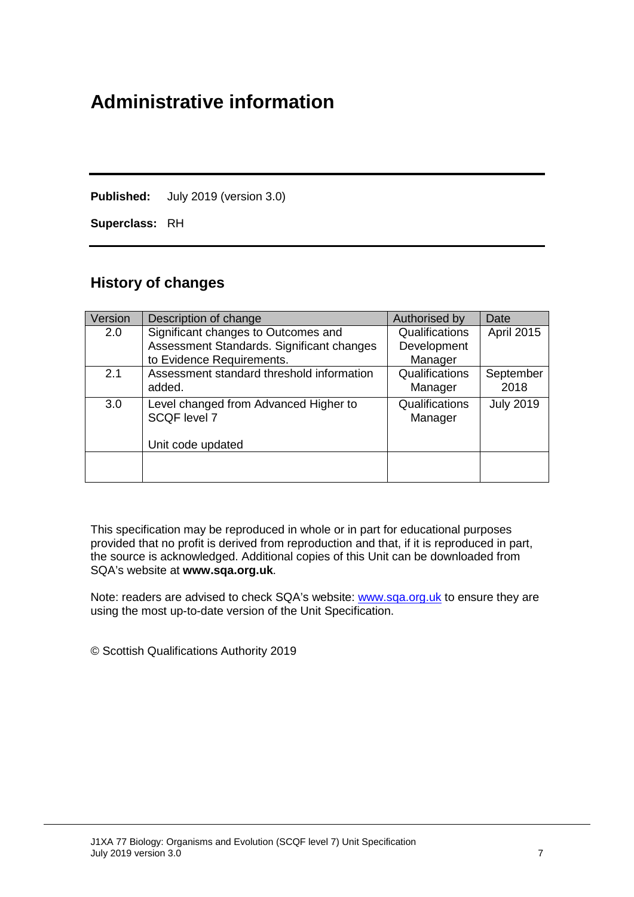# Administrative information

**Published:** July 2019 (version 3.0)

**Superclass:** RH

## History of changes

| Version | Description of change | Authorised by | Date |
|---|---|---|---|
| 2.0 | Significant changes to Outcomes and Assessment Standards. Significant changes to Evidence Requirements. | Qualifications Development Manager | April 2015 |
| 2.1 | Assessment standard threshold information added. | Qualifications Manager | September 2018 |
| 3.0 | Level changed from Advanced Higher to SCQF level 7<br><br>Unit code updated | Qualifications Manager | July 2019 |
| | | | |

This specification may be reproduced in whole or in part for educational purposes provided that no profit is derived from reproduction and that, if it is reproduced in part, the source is acknowledged. Additional copies of this Unit can be downloaded from SQA's website at **www.sqa.org.uk**.

Note: readers are advised to check SQA's website: www.sqa.org.uk to ensure they are using the most up-to-date version of the Unit Specification.

© Scottish Qualifications Authority 2019